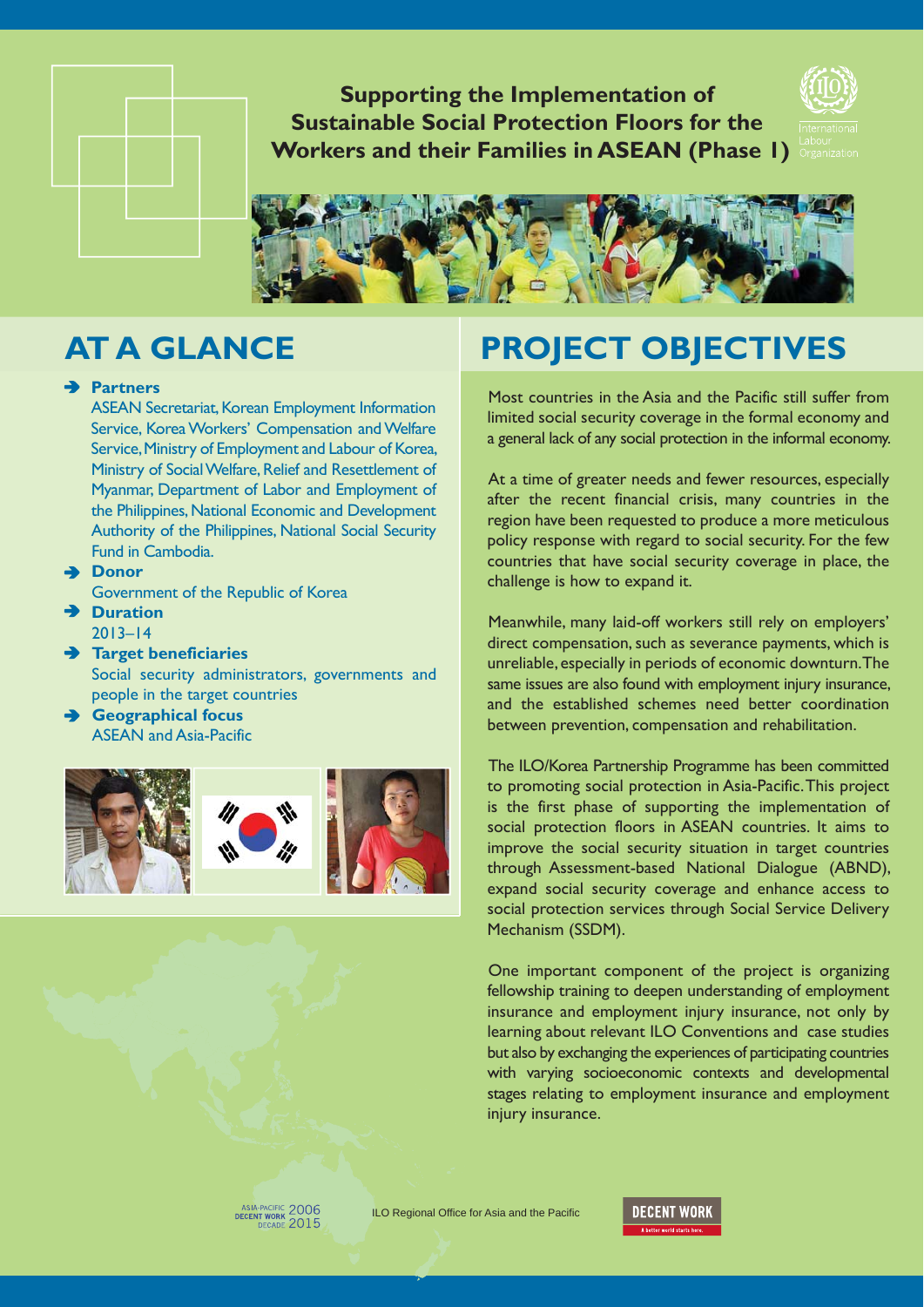# Supporting the Implementation of Sustainable Social Protection Floors for the Workers and their Families in ASEAN (Phase 1)

## AT A GLANCE

- **Partners**
  ASEAN Secretariat, Korean Employment Information Service, Korea Workers' Compensation and Welfare Service, Ministry of Employment and Labour of Korea, Ministry of Social Welfare, Relief and Resettlement of Myanmar, Department of Labor and Employment of the Philippines, National Economic and Development Authority of the Philippines, National Social Security Fund in Cambodia.
- **Donor**
  Government of the Republic of Korea
- **Duration**
  2013–14
- **Target beneficiaries**
  Social security administrators, governments and people in the target countries
- **Geographical focus**
  ASEAN and Asia-Pacific

## PROJECT OBJECTIVES

Most countries in the Asia and the Pacific still suffer from limited social security coverage in the formal economy and a general lack of any social protection in the informal economy.

At a time of greater needs and fewer resources, especially after the recent financial crisis, many countries in the region have been requested to produce a more meticulous policy response with regard to social security. For the few countries that have social security coverage in place, the challenge is how to expand it.

Meanwhile, many laid-off workers still rely on employers' direct compensation, such as severance payments, which is unreliable, especially in periods of economic downturn. The same issues are also found with employment injury insurance, and the established schemes need better coordination between prevention, compensation and rehabilitation.

The ILO/Korea Partnership Programme has been committed to promoting social protection in Asia-Pacific. This project is the first phase of supporting the implementation of social protection floors in ASEAN countries. It aims to improve the social security situation in target countries through Assessment-based National Dialogue (ABND), expand social security coverage and enhance access to social protection services through Social Service Delivery Mechanism (SSDM).

One important component of the project is organizing fellowship training to deepen understanding of employment insurance and employment injury insurance, not only by learning about relevant ILO Conventions and case studies but also by exchanging the experiences of participating countries with varying socioeconomic contexts and developmental stages relating to employment insurance and employment injury insurance.

ILO Regional Office for Asia and the Pacific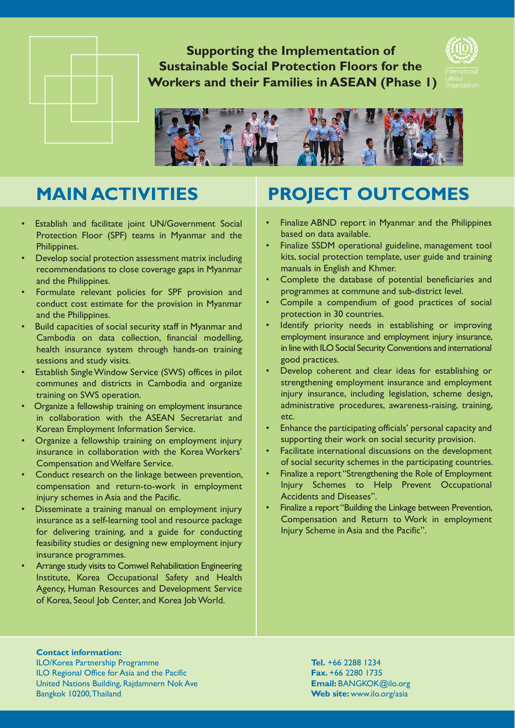**Supporting the Implementation of Sustainable Social Protection Floors for the Workers and their Families in ASEAN (Phase 1)**

International Labour Organization

## MAIN ACTIVITIES

- Establish and facilitate joint UN/Government Social Protection Floor (SPF) teams in Myanmar and the Philippines.
- Develop social protection assessment matrix including recommendations to close coverage gaps in Myanmar and the Philippines.
- Formulate relevant policies for SPF provision and conduct cost estimate for the provision in Myanmar and the Philippines.
- Build capacities of social security staff in Myanmar and Cambodia on data collection, financial modelling, health insurance system through hands-on training sessions and study visits.
- Establish Single Window Service (SWS) offices in pilot communes and districts in Cambodia and organize training on SWS operation.
- Organize a fellowship training on employment insurance in collaboration with the ASEAN Secretariat and Korean Employment Information Service.
- Organize a fellowship training on employment injury insurance in collaboration with the Korea Workers' Compensation and Welfare Service.
- Conduct research on the linkage between prevention, compensation and return-to-work in employment injury schemes in Asia and the Pacific.
- Disseminate a training manual on employment injury insurance as a self-learning tool and resource package for delivering training, and a guide for conducting feasibility studies or designing new employment injury insurance programmes.
- Arrange study visits to Comwel Rehabilitation Engineering Institute, Korea Occupational Safety and Health Agency, Human Resources and Development Service of Korea, Seoul Job Center, and Korea Job World.

## PROJECT OUTCOMES

- Finalize ABND report in Myanmar and the Philippines based on data available.
- Finalize SSDM operational guideline, management tool kits, social protection template, user guide and training manuals in English and Khmer.
- Complete the database of potential beneficiaries and programmes at commune and sub-district level.
- Compile a compendium of good practices of social protection in 30 countries.
- Identify priority needs in establishing or improving employment insurance and employment injury insurance, in line with ILO Social Security Conventions and international good practices.
- Develop coherent and clear ideas for establishing or strengthening employment insurance and employment injury insurance, including legislation, scheme design, administrative procedures, awareness-raising, training, etc.
- Enhance the participating officials' personal capacity and supporting their work on social security provision.
- Facilitate international discussions on the development of social security schemes in the participating countries.
- Finalize a report "Strengthening the Role of Employment Injury Schemes to Help Prevent Occupational Accidents and Diseases".
- Finalize a report "Building the Linkage between Prevention, Compensation and Return to Work in employment Injury Scheme in Asia and the Pacific".

**Contact information:**
ILO/Korea Partnership Programme
ILO Regional Office for Asia and the Pacific
United Nations Building, Rajdamnern Nok Ave
Bangkok 10200, Thailand

**Tel.** +66 2288 1234
**Fax.** +66 2280 1735
**Email:** BANGKOK@ilo.org
**Web site:** www.ilo.org/asia